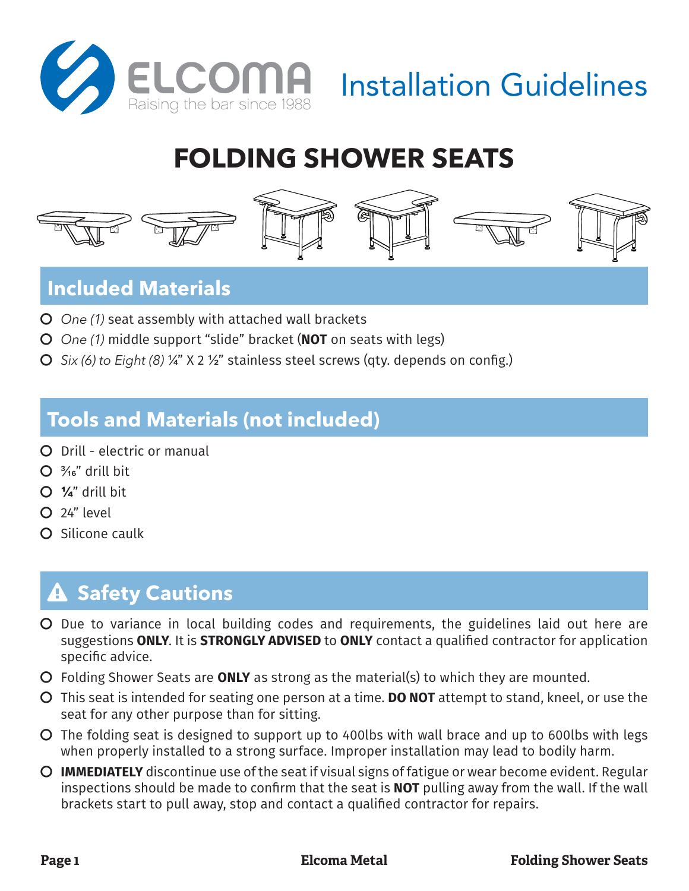ELCOMA

Raising the bar since 1988

Installation Guidelines

# FOLDING SHOWER SEATS

## Included Materials

- *One (1)* seat assembly with attached wall brackets
- *One (1)* middle support "slide" bracket (**NOT** on seats with legs)
- *Six (6) to Eight (8)* ¼" X 2 ½" stainless steel screws (qty. depends on config.)

## Tools and Materials (not included)

- Drill - electric or manual
- ³⁄₁₆" drill bit
- **¼**" drill bit
- 24" level
- Silicone caulk

## ⚠ Safety Cautions

- Due to variance in local building codes and requirements, the guidelines laid out here are suggestions **ONLY**. It is **STRONGLY ADVISED** to **ONLY** contact a qualified contractor for application specific advice.
- Folding Shower Seats are **ONLY** as strong as the material(s) to which they are mounted.
- This seat is intended for seating one person at a time. **DO NOT** attempt to stand, kneel, or use the seat for any other purpose than for sitting.
- The folding seat is designed to support up to 400lbs with wall brace and up to 600lbs with legs when properly installed to a strong surface. Improper installation may lead to bodily harm.
- **IMMEDIATELY** discontinue use of the seat if visual signs of fatigue or wear become evident. Regular inspections should be made to confirm that the seat is **NOT** pulling away from the wall. If the wall brackets start to pull away, stop and contact a qualified contractor for repairs.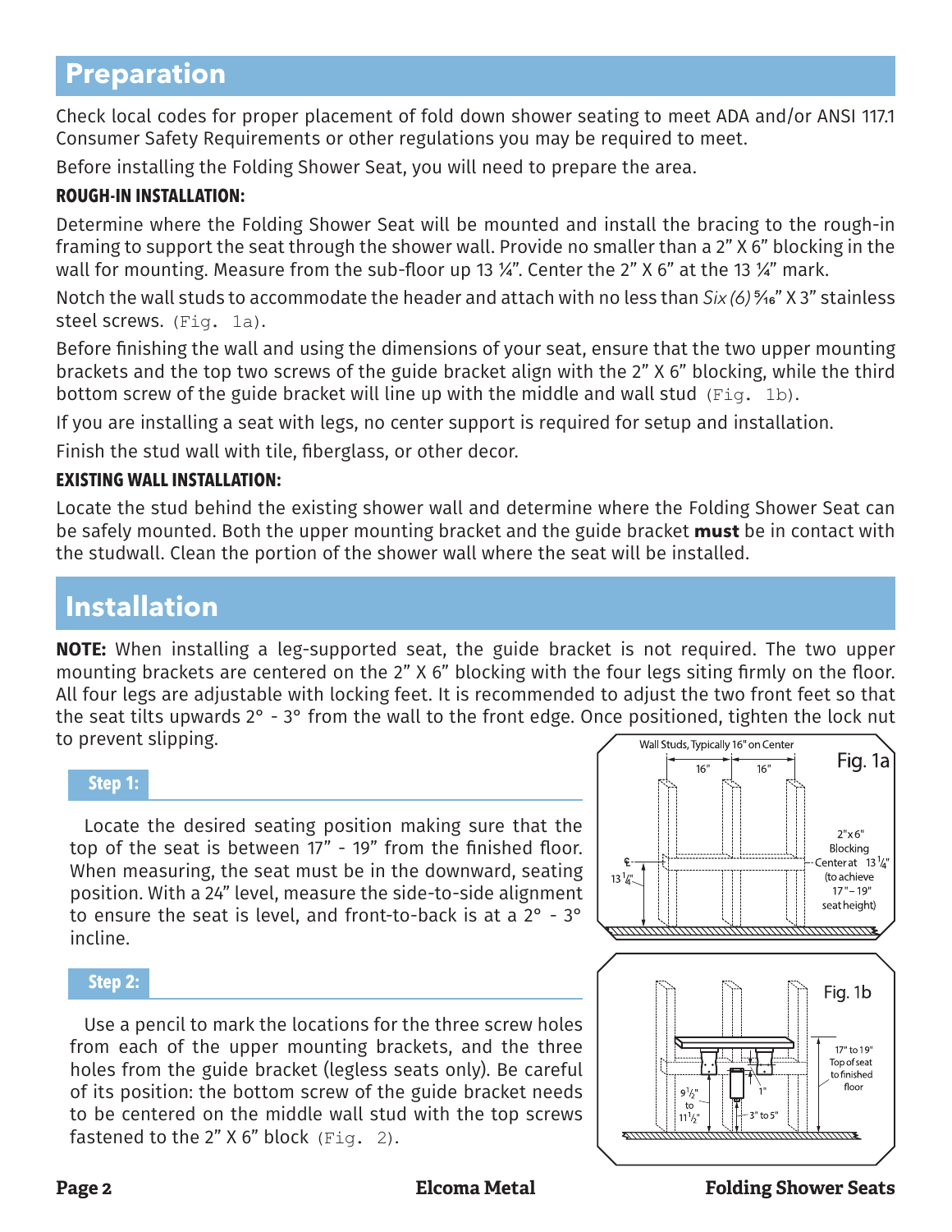## Preparation

Check local codes for proper placement of fold down shower seating to meet ADA and/or ANSI 117.1 Consumer Safety Requirements or other regulations you may be required to meet.

Before installing the Folding Shower Seat, you will need to prepare the area.

**ROUGH-IN INSTALLATION:**

Determine where the Folding Shower Seat will be mounted and install the bracing to the rough-in framing to support the seat through the shower wall. Provide no smaller than a 2" X 6" blocking in the wall for mounting. Measure from the sub-floor up 13 ¼". Center the 2" X 6" at the 13 ¼" mark.

Notch the wall studs to accommodate the header and attach with no less than *Six (6)* 5⁄16" X 3" stainless steel screws. (Fig. 1a).

Before finishing the wall and using the dimensions of your seat, ensure that the two upper mounting brackets and the top two screws of the guide bracket align with the 2" X 6" blocking, while the third bottom screw of the guide bracket will line up with the middle and wall stud (Fig. 1b).

If you are installing a seat with legs, no center support is required for setup and installation.

Finish the stud wall with tile, fiberglass, or other decor.

**EXISTING WALL INSTALLATION:**

Locate the stud behind the existing shower wall and determine where the Folding Shower Seat can be safely mounted. Both the upper mounting bracket and the guide bracket **must** be in contact with the studwall. Clean the portion of the shower wall where the seat will be installed.

## Installation

**NOTE:** When installing a leg-supported seat, the guide bracket is not required. The two upper mounting brackets are centered on the 2" X 6" blocking with the four legs siting firmly on the floor. All four legs are adjustable with locking feet. It is recommended to adjust the two front feet so that the seat tilts upwards 2° - 3° from the wall to the front edge. Once positioned, tighten the lock nut to prevent slipping.

### Step 1:

Locate the desired seating position making sure that the top of the seat is between 17" - 19" from the finished floor. When measuring, the seat must be in the downward, seating position. With a 24" level, measure the side-to-side alignment to ensure the seat is level, and front-to-back is at a 2° - 3° incline.

### Step 2:

Use a pencil to mark the locations for the three screw holes from each of the upper mounting brackets, and the three holes from the guide bracket (legless seats only). Be careful of its position: the bottom screw of the guide bracket needs to be centered on the middle wall stud with the top screws fastened to the 2" X 6" block (Fig. 2).

Fig. 1a

Wall Studs, Typically 16" on Center; 16"; 16"; 13 ¼"; 2"x6" Blocking Center at 13 ¼" (to achieve 17" – 19" seat height)

Fig. 1b

17" to 19" Top of seat to finished floor; 9 ½" to 11 ½"; 1"; 3" to 5"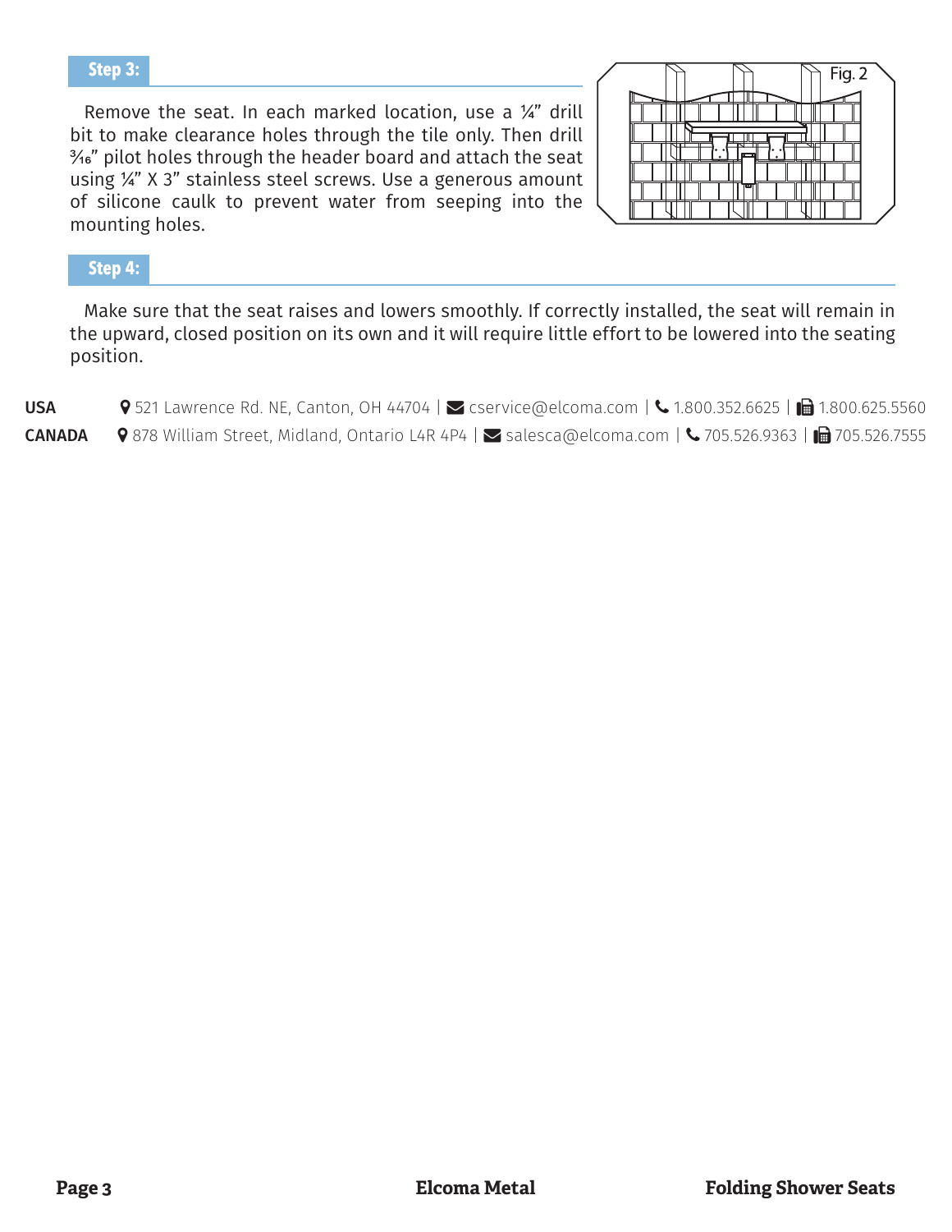## Step 3:

Remove the seat. In each marked location, use a ¼" drill bit to make clearance holes through the tile only. Then drill ³⁄₁₆" pilot holes through the header board and attach the seat using ¼" X 3" stainless steel screws. Use a generous amount of silicone caulk to prevent water from seeping into the mounting holes.

Fig. 2

## Step 4:

Make sure that the seat raises and lowers smoothly. If correctly installed, the seat will remain in the upward, closed position on its own and it will require little effort to be lowered into the seating position.

**USA** 521 Lawrence Rd. NE, Canton, OH 44704 | cservice@elcoma.com | 1.800.352.6625 | 1.800.625.5560

**CANADA** 878 William Street, Midland, Ontario L4R 4P4 | salesca@elcoma.com | 705.526.9363 | 705.526.7555